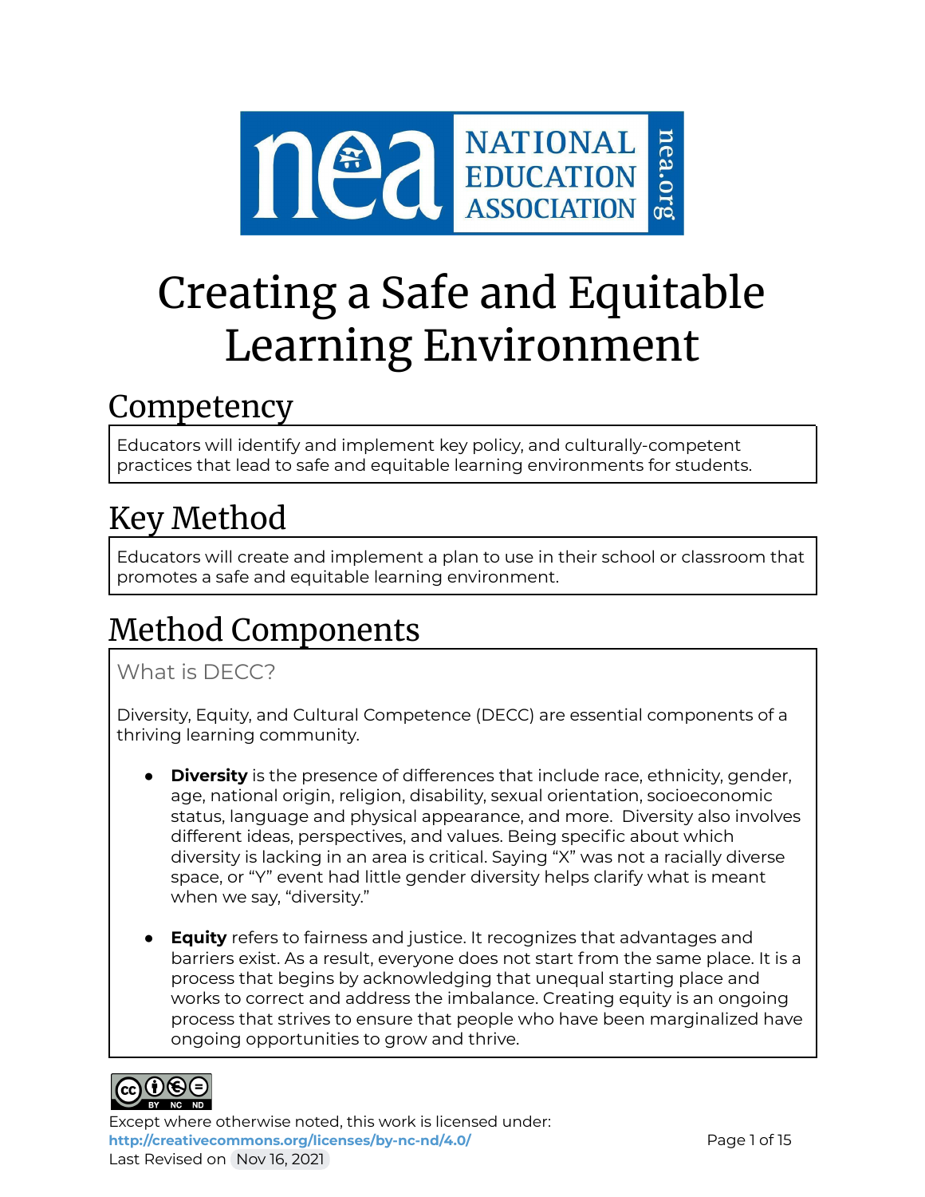# Creating a Safe and Equitable Learning Environment

## Competency

Educators will identify and implement key policy, and culturally-competent practices that lead to safe and equitable learning environments for students.

## Key Method

Educators will create and implement a plan to use in their school or classroom that promotes a safe and equitable learning environment.

## Method Components

### What is DECC?

Diversity, Equity, and Cultural Competence (DECC) are essential components of a thriving learning community.

- **Diversity** is the presence of differences that include race, ethnicity, gender, age, national origin, religion, disability, sexual orientation, socioeconomic status, language and physical appearance, and more. Diversity also involves different ideas, perspectives, and values. Being specific about which diversity is lacking in an area is critical. Saying "X" was not a racially diverse space, or "Y" event had little gender diversity helps clarify what is meant when we say, "diversity."

- **Equity** refers to fairness and justice. It recognizes that advantages and barriers exist. As a result, everyone does not start from the same place. It is a process that begins by acknowledging that unequal starting place and works to correct and address the imbalance. Creating equity is an ongoing process that strives to ensure that people who have been marginalized have ongoing opportunities to grow and thrive.

Except where otherwise noted, this work is licensed under:
http://creativecommons.org/licenses/by-nc-nd/4.0/
Last Revised on Nov 16, 2021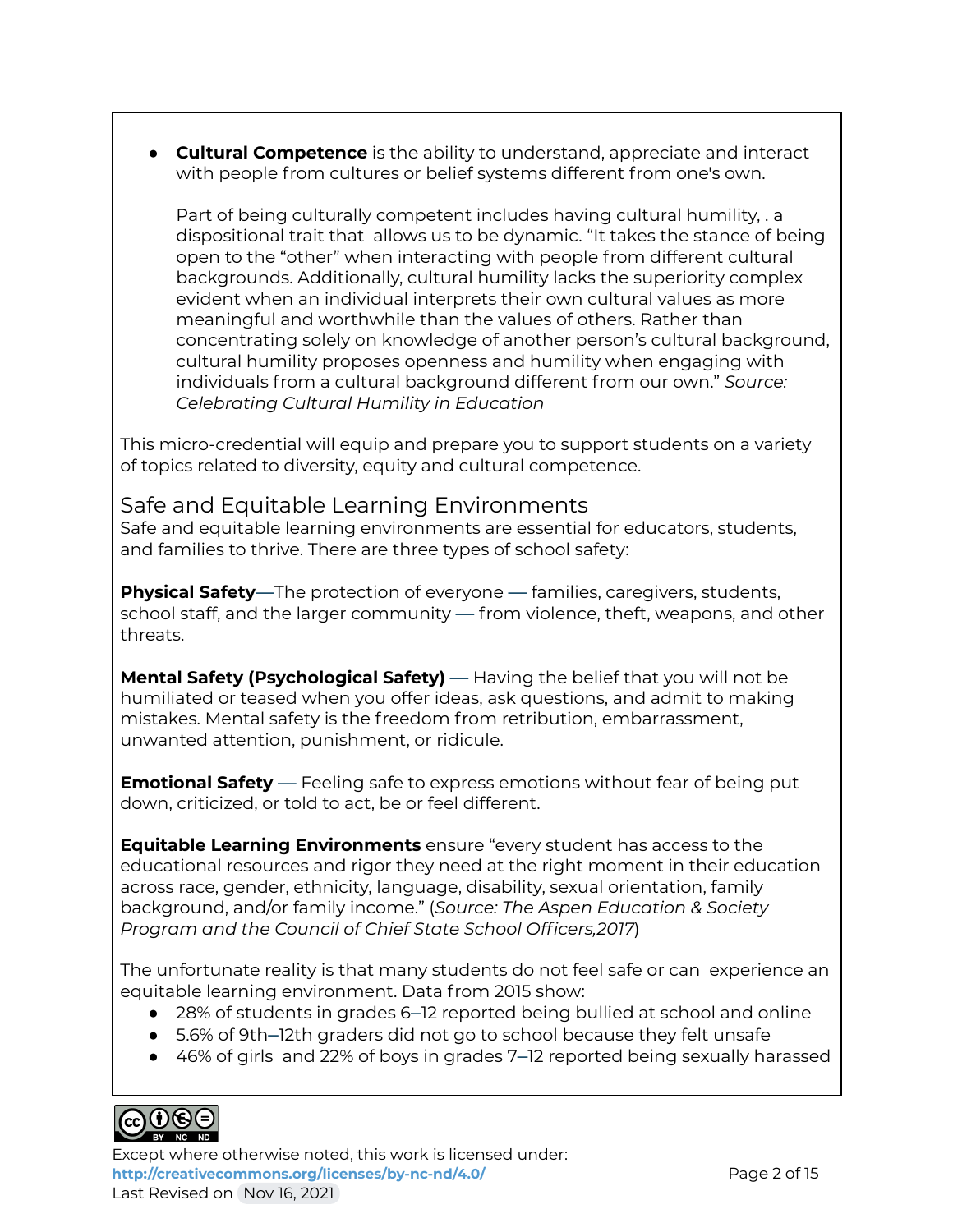- **Cultural Competence** is the ability to understand, appreciate and interact with people from cultures or belief systems different from one's own.

  Part of being culturally competent includes having cultural humility, . a dispositional trait that allows us to be dynamic. "It takes the stance of being open to the "other" when interacting with people from different cultural backgrounds. Additionally, cultural humility lacks the superiority complex evident when an individual interprets their own cultural values as more meaningful and worthwhile than the values of others. Rather than concentrating solely on knowledge of another person's cultural background, cultural humility proposes openness and humility when engaging with individuals from a cultural background different from our own." *Source: Celebrating Cultural Humility in Education*

This micro-credential will equip and prepare you to support students on a variety of topics related to diversity, equity and cultural competence.

## Safe and Equitable Learning Environments

Safe and equitable learning environments are essential for educators, students, and families to thrive. There are three types of school safety:

**Physical Safety**—The protection of everyone — families, caregivers, students, school staff, and the larger community — from violence, theft, weapons, and other threats.

**Mental Safety (Psychological Safety)** — Having the belief that you will not be humiliated or teased when you offer ideas, ask questions, and admit to making mistakes. Mental safety is the freedom from retribution, embarrassment, unwanted attention, punishment, or ridicule.

**Emotional Safety** — Feeling safe to express emotions without fear of being put down, criticized, or told to act, be or feel different.

**Equitable Learning Environments** ensure "every student has access to the educational resources and rigor they need at the right moment in their education across race, gender, ethnicity, language, disability, sexual orientation, family background, and/or family income." (*Source: The Aspen Education & Society Program and the Council of Chief State School Officers,2017*)

The unfortunate reality is that many students do not feel safe or can experience an equitable learning environment. Data from 2015 show:

- 28% of students in grades 6–12 reported being bullied at school and online
- 5.6% of 9th–12th graders did not go to school because they felt unsafe
- 46% of girls and 22% of boys in grades 7–12 reported being sexually harassed

Except where otherwise noted, this work is licensed under:
**http://creativecommons.org/licenses/by-nc-nd/4.0/**
Last Revised on Nov 16, 2021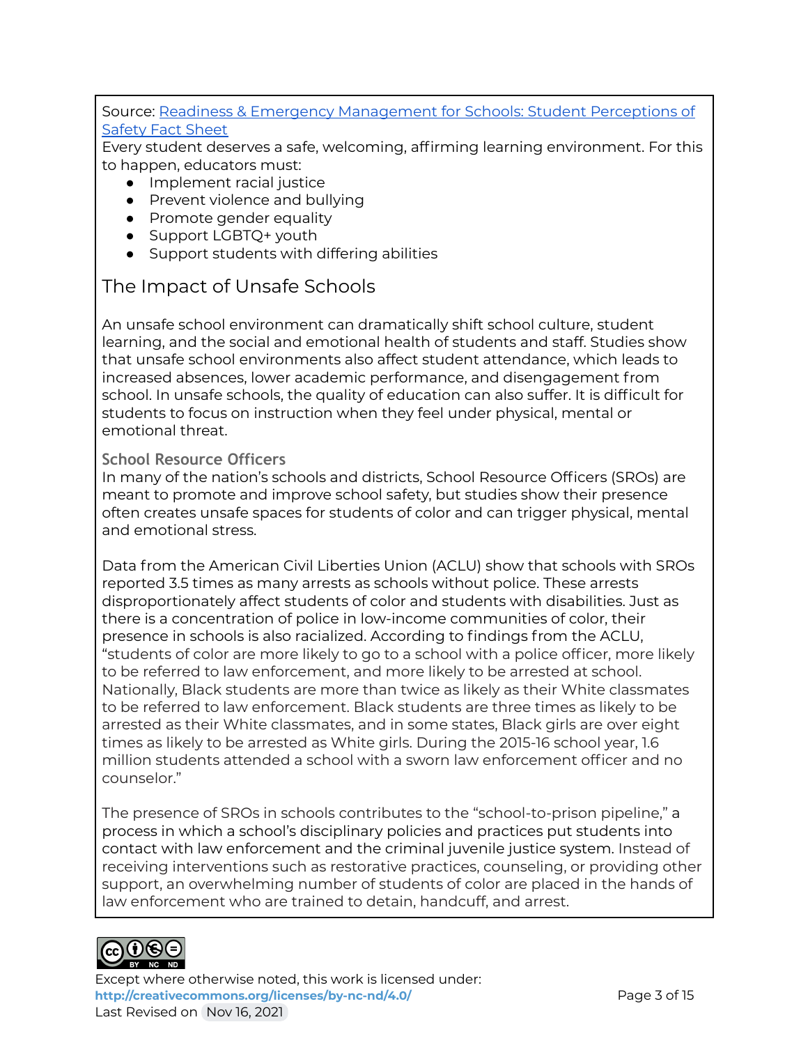Source: [Readiness & Emergency Management for Schools: Student Perceptions of Safety Fact Sheet]

Every student deserves a safe, welcoming, affirming learning environment. For this to happen, educators must:

- Implement racial justice
- Prevent violence and bullying
- Promote gender equality
- Support LGBTQ+ youth
- Support students with differing abilities

## The Impact of Unsafe Schools

An unsafe school environment can dramatically shift school culture, student learning, and the social and emotional health of students and staff. Studies show that unsafe school environments also affect student attendance, which leads to increased absences, lower academic performance, and disengagement from school. In unsafe schools, the quality of education can also suffer. It is difficult for students to focus on instruction when they feel under physical, mental or emotional threat.

### School Resource Officers

In many of the nation's schools and districts, School Resource Officers (SROs) are meant to promote and improve school safety, but studies show their presence often creates unsafe spaces for students of color and can trigger physical, mental and emotional stress.

Data from the American Civil Liberties Union (ACLU) show that schools with SROs reported 3.5 times as many arrests as schools without police. These arrests disproportionately affect students of color and students with disabilities. Just as there is a concentration of police in low-income communities of color, their presence in schools is also racialized. According to findings from the ACLU, "students of color are more likely to go to a school with a police officer, more likely to be referred to law enforcement, and more likely to be arrested at school. Nationally, Black students are more than twice as likely as their White classmates to be referred to law enforcement. Black students are three times as likely to be arrested as their White classmates, and in some states, Black girls are over eight times as likely to be arrested as White girls. During the 2015-16 school year, 1.6 million students attended a school with a sworn law enforcement officer and no counselor."

The presence of SROs in schools contributes to the "school-to-prison pipeline," a process in which a school's disciplinary policies and practices put students into contact with law enforcement and the criminal juvenile justice system. Instead of receiving interventions such as restorative practices, counseling, or providing other support, an overwhelming number of students of color are placed in the hands of law enforcement who are trained to detain, handcuff, and arrest.

Except where otherwise noted, this work is licensed under:
http://creativecommons.org/licenses/by-nc-nd/4.0/
Last Revised on Nov 16, 2021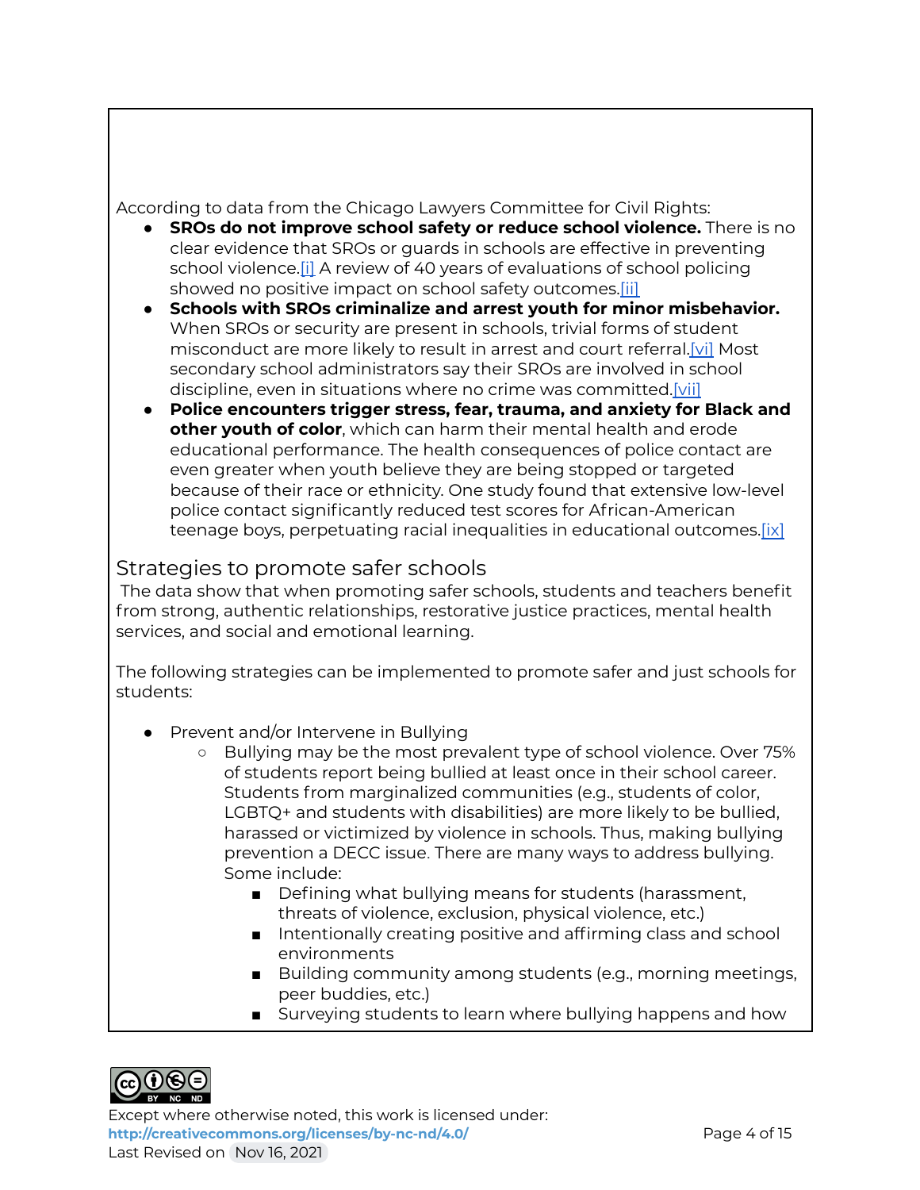According to data from the Chicago Lawyers Committee for Civil Rights:

- **SROs do not improve school safety or reduce school violence.** There is no clear evidence that SROs or guards in schools are effective in preventing school violence.[i] A review of 40 years of evaluations of school policing showed no positive impact on school safety outcomes.[ii]
- **Schools with SROs criminalize and arrest youth for minor misbehavior.** When SROs or security are present in schools, trivial forms of student misconduct are more likely to result in arrest and court referral.[vi] Most secondary school administrators say their SROs are involved in school discipline, even in situations where no crime was committed.[vii]
- **Police encounters trigger stress, fear, trauma, and anxiety for Black and other youth of color**, which can harm their mental health and erode educational performance. The health consequences of police contact are even greater when youth believe they are being stopped or targeted because of their race or ethnicity. One study found that extensive low-level police contact significantly reduced test scores for African-American teenage boys, perpetuating racial inequalities in educational outcomes.[ix]

## Strategies to promote safer schools

The data show that when promoting safer schools, students and teachers benefit from strong, authentic relationships, restorative justice practices, mental health services, and social and emotional learning.

The following strategies can be implemented to promote safer and just schools for students:

- Prevent and/or Intervene in Bullying
  - Bullying may be the most prevalent type of school violence. Over 75% of students report being bullied at least once in their school career. Students from marginalized communities (e.g., students of color, LGBTQ+ and students with disabilities) are more likely to be bullied, harassed or victimized by violence in schools. Thus, making bullying prevention a DECC issue. There are many ways to address bullying. Some include:
    - Defining what bullying means for students (harassment, threats of violence, exclusion, physical violence, etc.)
    - Intentionally creating positive and affirming class and school environments
    - Building community among students (e.g., morning meetings, peer buddies, etc.)
    - Surveying students to learn where bullying happens and how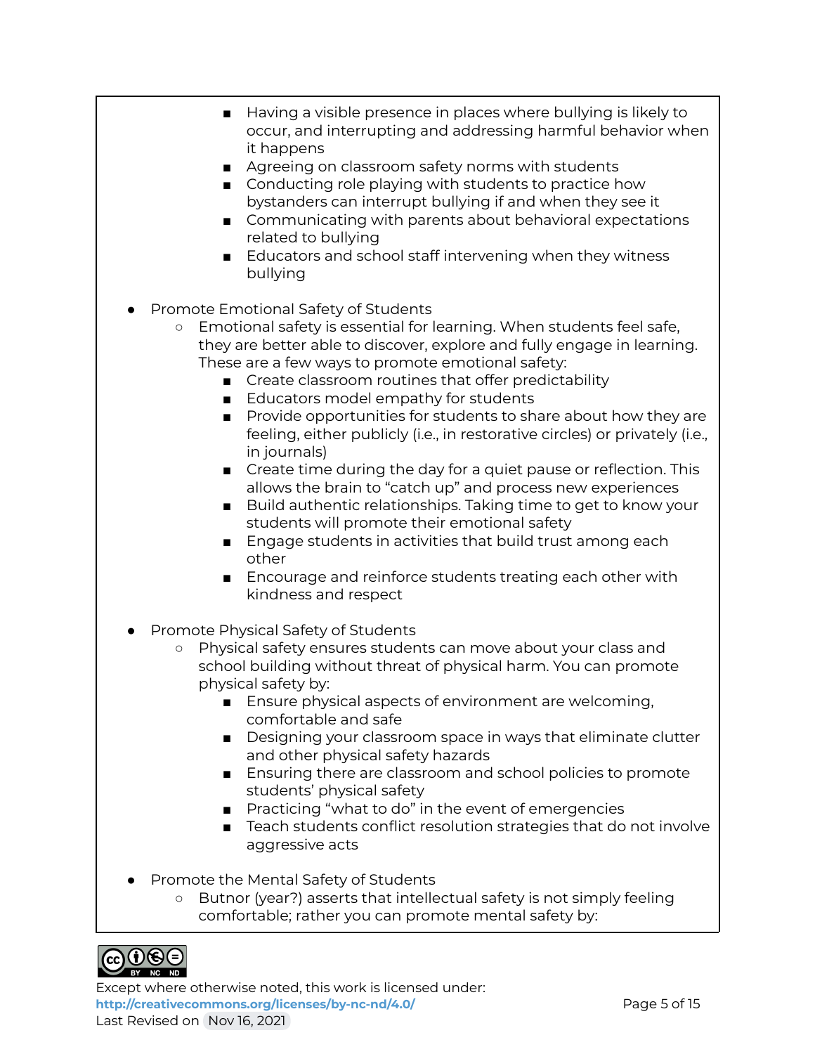- Having a visible presence in places where bullying is likely to occur, and interrupting and addressing harmful behavior when it happens
        - Agreeing on classroom safety norms with students
        - Conducting role playing with students to practice how bystanders can interrupt bullying if and when they see it
        - Communicating with parents about behavioral expectations related to bullying
        - Educators and school staff intervening when they witness bullying

- Promote Emotional Safety of Students
    - Emotional safety is essential for learning. When students feel safe, they are better able to discover, explore and fully engage in learning. These are a few ways to promote emotional safety:
        - Create classroom routines that offer predictability
        - Educators model empathy for students
        - Provide opportunities for students to share about how they are feeling, either publicly (i.e., in restorative circles) or privately (i.e., in journals)
        - Create time during the day for a quiet pause or reflection. This allows the brain to "catch up" and process new experiences
        - Build authentic relationships. Taking time to get to know your students will promote their emotional safety
        - Engage students in activities that build trust among each other
        - Encourage and reinforce students treating each other with kindness and respect

- Promote Physical Safety of Students
    - Physical safety ensures students can move about your class and school building without threat of physical harm. You can promote physical safety by:
        - Ensure physical aspects of environment are welcoming, comfortable and safe
        - Designing your classroom space in ways that eliminate clutter and other physical safety hazards
        - Ensuring there are classroom and school policies to promote students' physical safety
        - Practicing "what to do" in the event of emergencies
        - Teach students conflict resolution strategies that do not involve aggressive acts

- Promote the Mental Safety of Students
    - Butnor (year?) asserts that intellectual safety is not simply feeling comfortable; rather you can promote mental safety by:

Except where otherwise noted, this work is licensed under: http://creativecommons.org/licenses/by-nc-nd/4.0/
Last Revised on Nov 16, 2021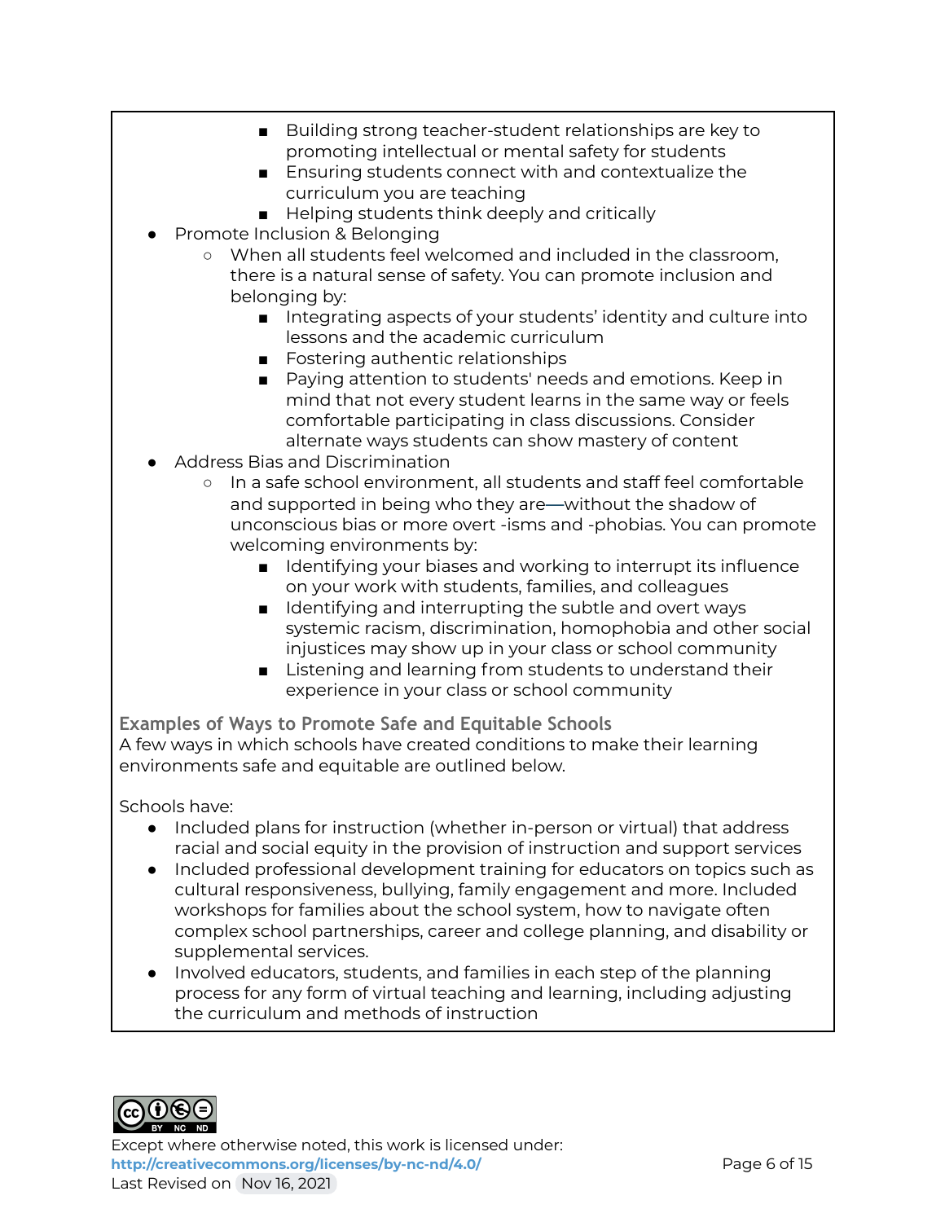- Building strong teacher-student relationships are key to promoting intellectual or mental safety for students
        - Ensuring students connect with and contextualize the curriculum you are teaching
        - Helping students think deeply and critically
- Promote Inclusion & Belonging
    - When all students feel welcomed and included in the classroom, there is a natural sense of safety. You can promote inclusion and belonging by:
        - Integrating aspects of your students' identity and culture into lessons and the academic curriculum
        - Fostering authentic relationships
        - Paying attention to students' needs and emotions. Keep in mind that not every student learns in the same way or feels comfortable participating in class discussions. Consider alternate ways students can show mastery of content
- Address Bias and Discrimination
    - In a safe school environment, all students and staff feel comfortable and supported in being who they are—without the shadow of unconscious bias or more overt -isms and -phobias. You can promote welcoming environments by:
        - Identifying your biases and working to interrupt its influence on your work with students, families, and colleagues
        - Identifying and interrupting the subtle and overt ways systemic racism, discrimination, homophobia and other social injustices may show up in your class or school community
        - Listening and learning from students to understand their experience in your class or school community

### Examples of Ways to Promote Safe and Equitable Schools

A few ways in which schools have created conditions to make their learning environments safe and equitable are outlined below.

Schools have:

- Included plans for instruction (whether in-person or virtual) that address racial and social equity in the provision of instruction and support services
- Included professional development training for educators on topics such as cultural responsiveness, bullying, family engagement and more. Included workshops for families about the school system, how to navigate often complex school partnerships, career and college planning, and disability or supplemental services.
- Involved educators, students, and families in each step of the planning process for any form of virtual teaching and learning, including adjusting the curriculum and methods of instruction

Except where otherwise noted, this work is licensed under:
http://creativecommons.org/licenses/by-nc-nd/4.0/
Last Revised on Nov 16, 2021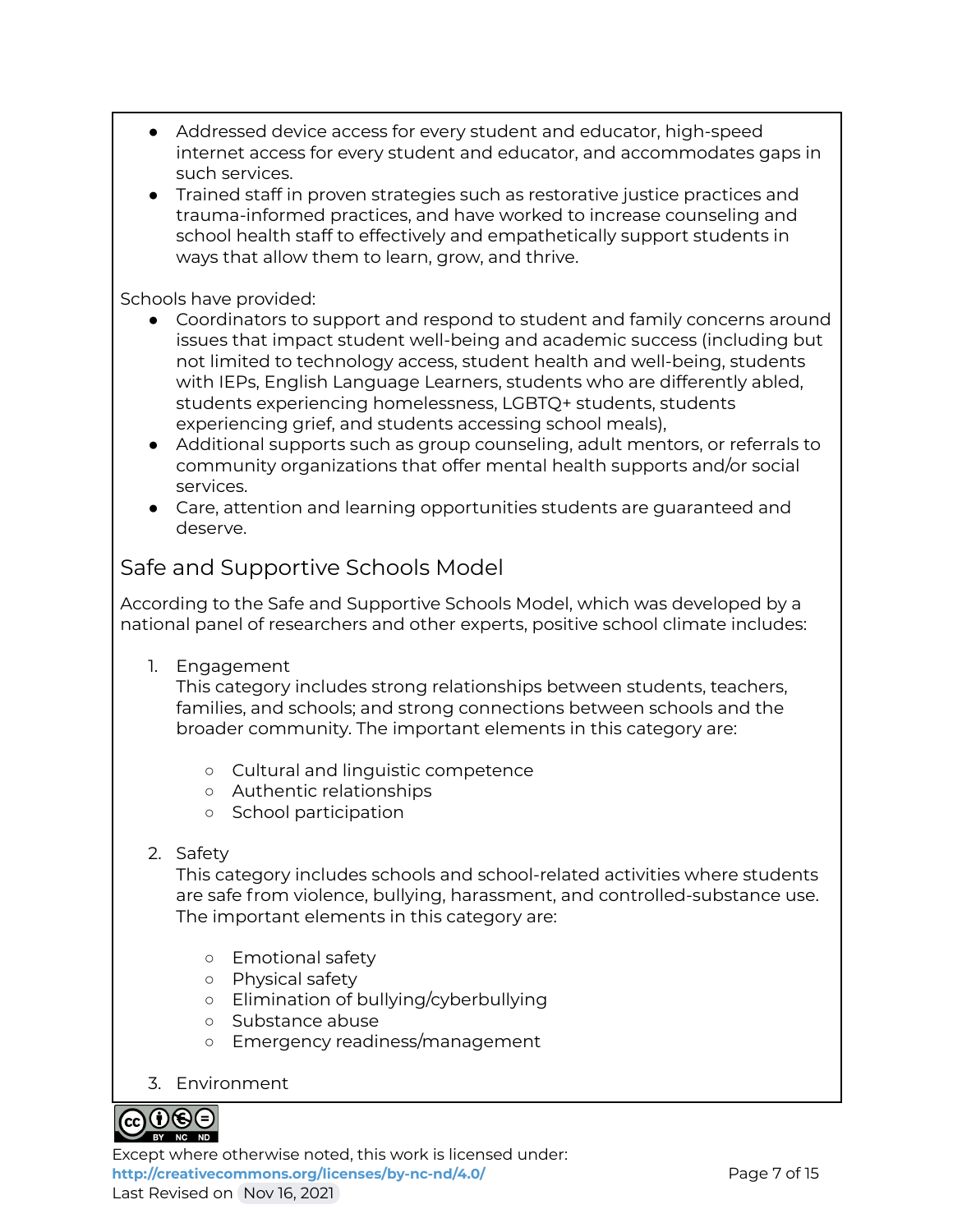- Addressed device access for every student and educator, high-speed internet access for every student and educator, and accommodates gaps in such services.
- Trained staff in proven strategies such as restorative justice practices and trauma-informed practices, and have worked to increase counseling and school health staff to effectively and empathetically support students in ways that allow them to learn, grow, and thrive.

Schools have provided:

- Coordinators to support and respond to student and family concerns around issues that impact student well-being and academic success (including but not limited to technology access, student health and well-being, students with IEPs, English Language Learners, students who are differently abled, students experiencing homelessness, LGBTQ+ students, students experiencing grief, and students accessing school meals),
- Additional supports such as group counseling, adult mentors, or referrals to community organizations that offer mental health supports and/or social services.
- Care, attention and learning opportunities students are guaranteed and deserve.

## Safe and Supportive Schools Model

According to the Safe and Supportive Schools Model, which was developed by a national panel of researchers and other experts, positive school climate includes:

1. Engagement
   This category includes strong relationships between students, teachers, families, and schools; and strong connections between schools and the broader community. The important elements in this category are:
   - Cultural and linguistic competence
   - Authentic relationships
   - School participation
2. Safety
   This category includes schools and school-related activities where students are safe from violence, bullying, harassment, and controlled-substance use. The important elements in this category are:
   - Emotional safety
   - Physical safety
   - Elimination of bullying/cyberbullying
   - Substance abuse
   - Emergency readiness/management
3. Environment

Except where otherwise noted, this work is licensed under: http://creativecommons.org/licenses/by-nc-nd/4.0/
Last Revised on Nov 16, 2021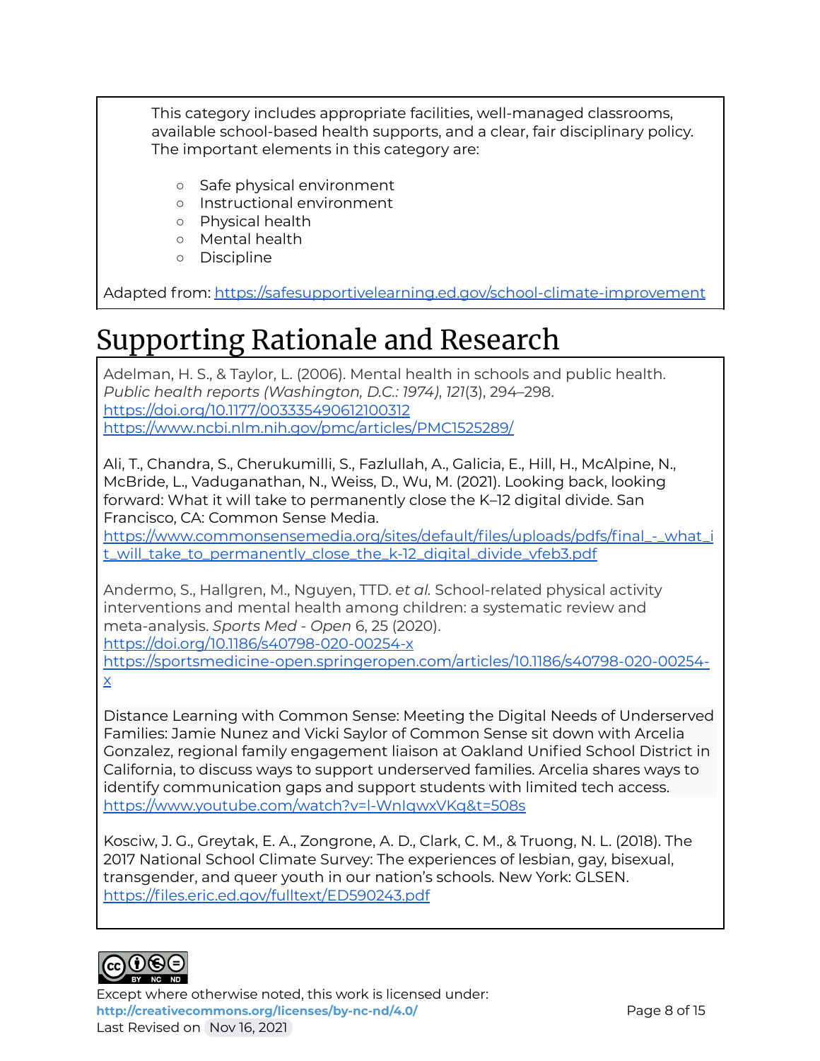This category includes appropriate facilities, well-managed classrooms, available school-based health supports, and a clear, fair disciplinary policy. The important elements in this category are:

- Safe physical environment
- Instructional environment
- Physical health
- Mental health
- Discipline

Adapted from: https://safesupportivelearning.ed.gov/school-climate-improvement

# Supporting Rationale and Research

Adelman, H. S., & Taylor, L. (2006). Mental health in schools and public health. *Public health reports (Washington, D.C.: 1974)*, *121*(3), 294–298. https://doi.org/10.1177/003335490612100312 https://www.ncbi.nlm.nih.gov/pmc/articles/PMC1525289/

Ali, T., Chandra, S., Cherukumilli, S., Fazlullah, A., Galicia, E., Hill, H., McAlpine, N., McBride, L., Vaduganathan, N., Weiss, D., Wu, M. (2021). Looking back, looking forward: What it will take to permanently close the K–12 digital divide. San Francisco, CA: Common Sense Media. https://www.commonsensemedia.org/sites/default/files/uploads/pdfs/final_-_what_it_will_take_to_permanently_close_the_k-12_digital_divide_vfeb3.pdf

Andermo, S., Hallgren, M., Nguyen, TTD. *et al.* School-related physical activity interventions and mental health among children: a systematic review and meta-analysis. *Sports Med - Open* 6, 25 (2020). https://doi.org/10.1186/s40798-020-00254-x https://sportsmedicine-open.springeropen.com/articles/10.1186/s40798-020-00254-x

Distance Learning with Common Sense: Meeting the Digital Needs of Underserved Families: Jamie Nunez and Vicki Saylor of Common Sense sit down with Arcelia Gonzalez, regional family engagement liaison at Oakland Unified School District in California, to discuss ways to support underserved families. Arcelia shares ways to identify communication gaps and support students with limited tech access. https://www.youtube.com/watch?v=l-WnIqwxVKg&t=508s

Kosciw, J. G., Greytak, E. A., Zongrone, A. D., Clark, C. M., & Truong, N. L. (2018). The 2017 National School Climate Survey: The experiences of lesbian, gay, bisexual, transgender, and queer youth in our nation's schools. New York: GLSEN. https://files.eric.ed.gov/fulltext/ED590243.pdf

Except where otherwise noted, this work is licensed under: http://creativecommons.org/licenses/by-nc-nd/4.0/

Last Revised on Nov 16, 2021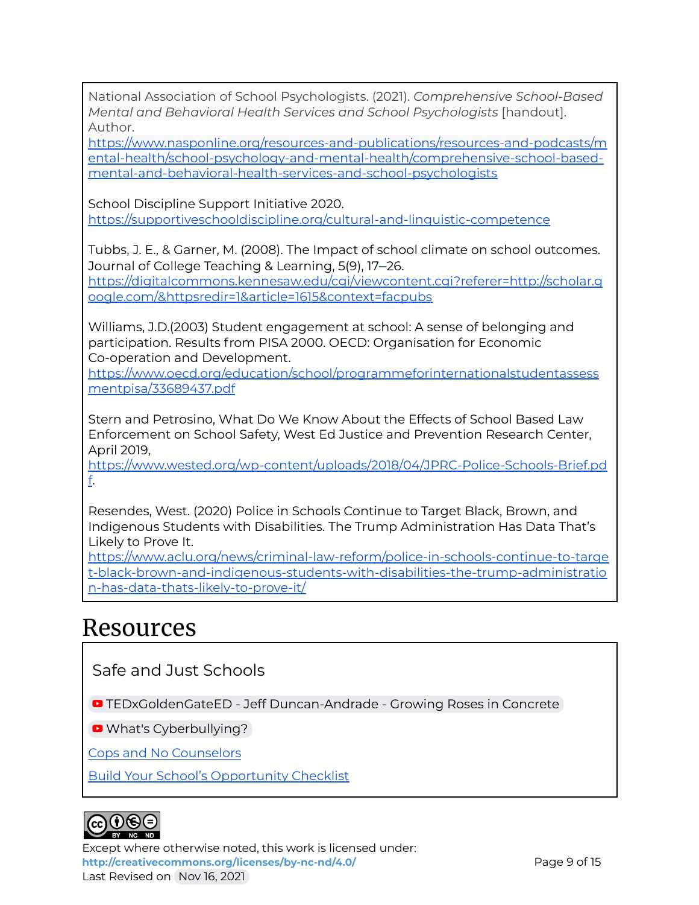National Association of School Psychologists. (2021). *Comprehensive School-Based Mental and Behavioral Health Services and School Psychologists* [handout]. Author. https://www.nasponline.org/resources-and-publications/resources-and-podcasts/mental-health/school-psychology-and-mental-health/comprehensive-school-based-mental-and-behavioral-health-services-and-school-psychologists

School Discipline Support Initiative 2020. https://supportiveschooldiscipline.org/cultural-and-linguistic-competence

Tubbs, J. E., & Garner, M. (2008). The Impact of school climate on school outcomes. Journal of College Teaching & Learning, 5(9), 17–26. https://digitalcommons.kennesaw.edu/cgi/viewcontent.cgi?referer=http://scholar.google.com/&httpsredir=1&article=1615&context=facpubs

Williams, J.D.(2003) Student engagement at school: A sense of belonging and participation. Results from PISA 2000. OECD: Organisation for Economic Co-operation and Development. https://www.oecd.org/education/school/programmeforinternationalstudentassessmentpisa/33689437.pdf

Stern and Petrosino, What Do We Know About the Effects of School Based Law Enforcement on School Safety, West Ed Justice and Prevention Research Center, April 2019, https://www.wested.org/wp-content/uploads/2018/04/JPRC-Police-Schools-Brief.pdf.

Resendes, West. (2020) Police in Schools Continue to Target Black, Brown, and Indigenous Students with Disabilities. The Trump Administration Has Data That's Likely to Prove It. https://www.aclu.org/news/criminal-law-reform/police-in-schools-continue-to-target-black-brown-and-indigenous-students-with-disabilities-the-trump-administration-has-data-thats-likely-to-prove-it/

# Resources

Safe and Just Schools

TEDxGoldenGateED - Jeff Duncan-Andrade - Growing Roses in Concrete

What's Cyberbullying?

Cops and No Counselors

Build Your School's Opportunity Checklist

Except where otherwise noted, this work is licensed under: **http://creativecommons.org/licenses/by-nc-nd/4.0/**
Last Revised on Nov 16, 2021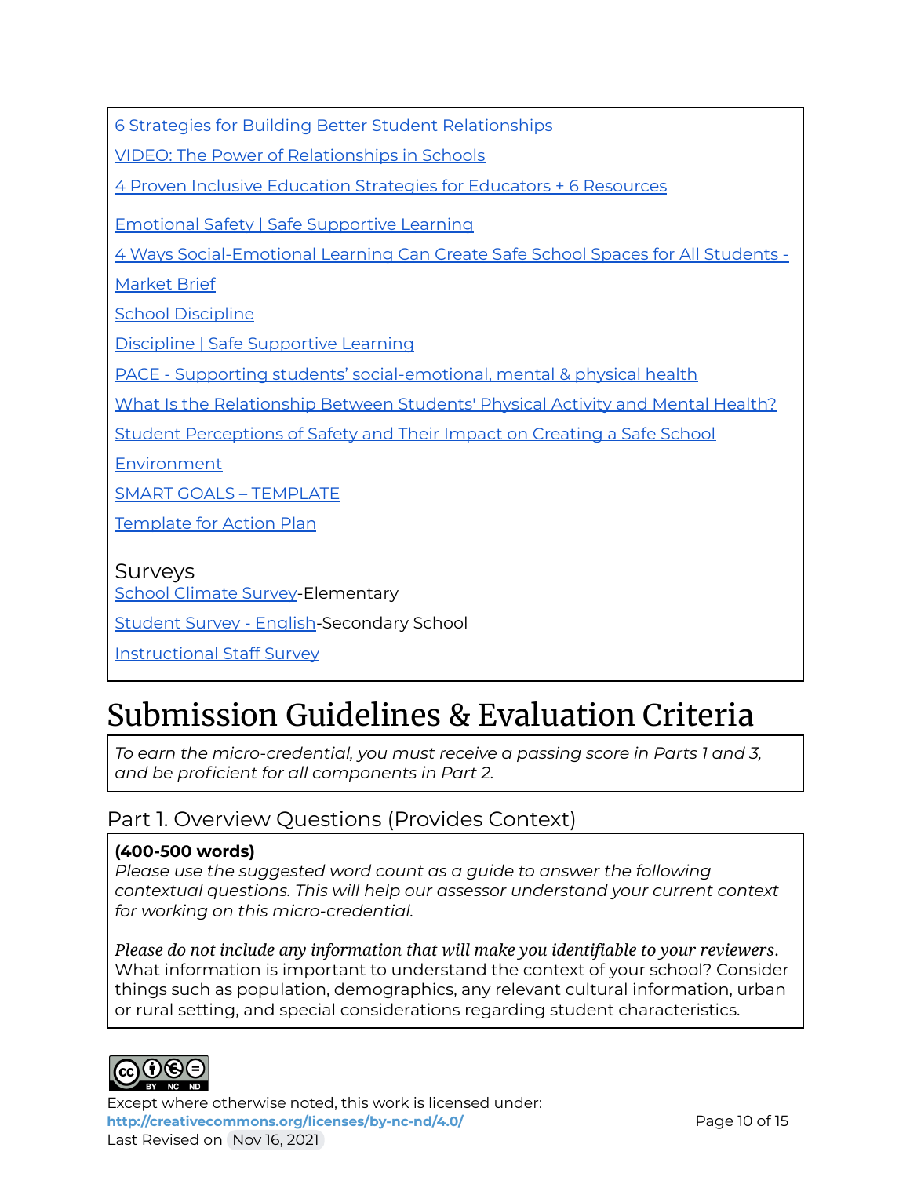6 Strategies for Building Better Student Relationships

VIDEO: The Power of Relationships in Schools

4 Proven Inclusive Education Strategies for Educators + 6 Resources

Emotional Safety | Safe Supportive Learning

4 Ways Social-Emotional Learning Can Create Safe School Spaces for All Students - Market Brief

School Discipline

Discipline | Safe Supportive Learning

PACE - Supporting students' social-emotional, mental & physical health

What Is the Relationship Between Students' Physical Activity and Mental Health?

Student Perceptions of Safety and Their Impact on Creating a Safe School Environment

SMART GOALS – TEMPLATE

Template for Action Plan

Surveys

School Climate Survey-Elementary

Student Survey - English-Secondary School

Instructional Staff Survey

# Submission Guidelines & Evaluation Criteria

*To earn the micro-credential, you must receive a passing score in Parts 1 and 3, and be proficient for all components in Part 2.*

## Part 1. Overview Questions (Provides Context)

**(400-500 words)**

*Please use the suggested word count as a guide to answer the following contextual questions. This will help our assessor understand your current context for working on this micro-credential.*

*Please do not include any information that will make you identifiable to your reviewers.*

What information is important to understand the context of your school? Consider things such as population, demographics, any relevant cultural information, urban or rural setting, and special considerations regarding student characteristics.

Except where otherwise noted, this work is licensed under: http://creativecommons.org/licenses/by-nc-nd/4.0/

Last Revised on Nov 16, 2021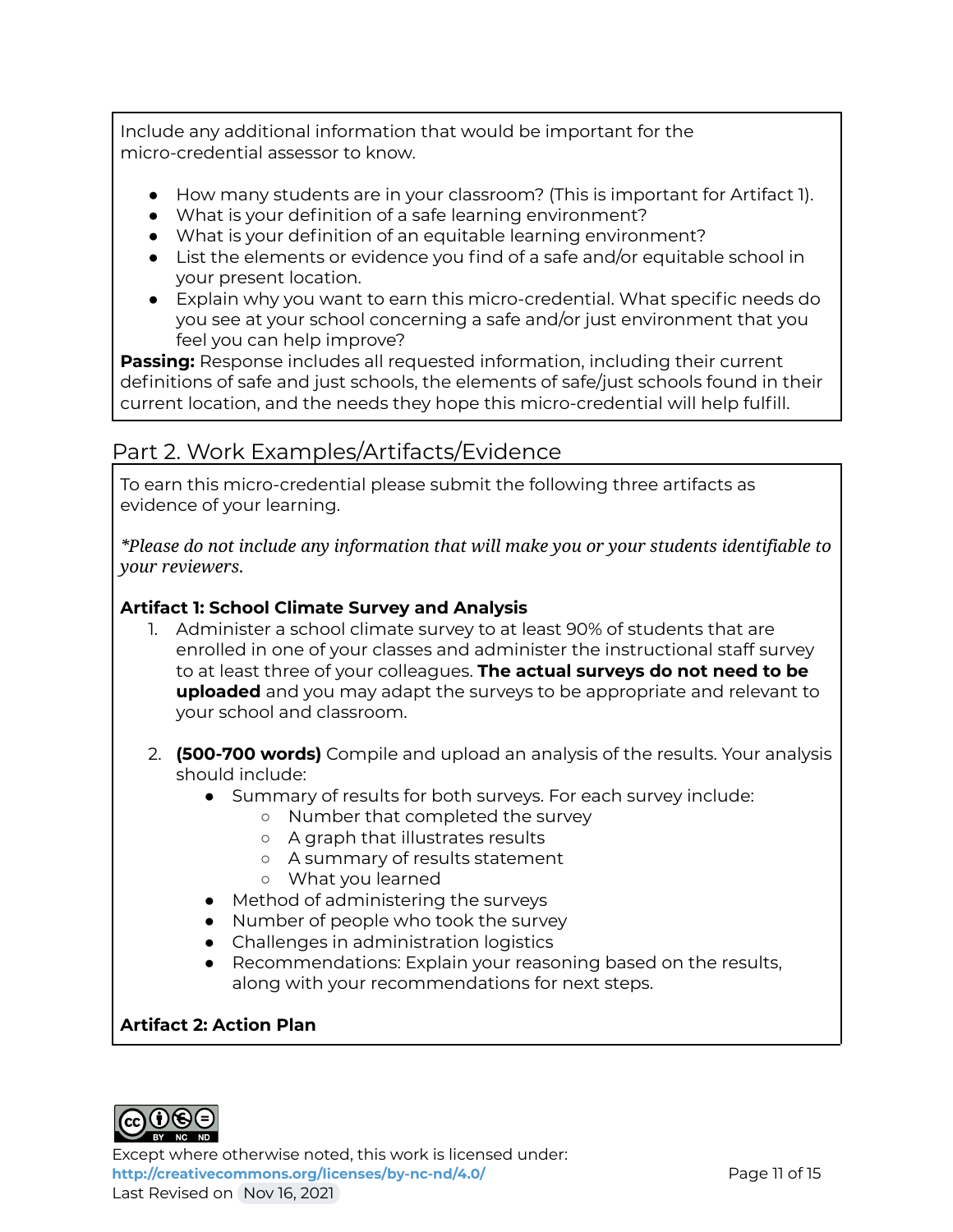Include any additional information that would be important for the micro-credential assessor to know.

- How many students are in your classroom? (This is important for Artifact 1).
- What is your definition of a safe learning environment?
- What is your definition of an equitable learning environment?
- List the elements or evidence you find of a safe and/or equitable school in your present location.
- Explain why you want to earn this micro-credential. What specific needs do you see at your school concerning a safe and/or just environment that you feel you can help improve?

**Passing:** Response includes all requested information, including their current definitions of safe and just schools, the elements of safe/just schools found in their current location, and the needs they hope this micro-credential will help fulfill.

## Part 2. Work Examples/Artifacts/Evidence

To earn this micro-credential please submit the following three artifacts as evidence of your learning.

*\*Please do not include any information that will make you or your students identifiable to your reviewers.*

**Artifact 1: School Climate Survey and Analysis**

1. Administer a school climate survey to at least 90% of students that are enrolled in one of your classes and administer the instructional staff survey to at least three of your colleagues. **The actual surveys do not need to be uploaded** and you may adapt the surveys to be appropriate and relevant to your school and classroom.

2. **(500-700 words)** Compile and upload an analysis of the results. Your analysis should include:
   - Summary of results for both surveys. For each survey include:
     - Number that completed the survey
     - A graph that illustrates results
     - A summary of results statement
     - What you learned
   - Method of administering the surveys
   - Number of people who took the survey
   - Challenges in administration logistics
   - Recommendations: Explain your reasoning based on the results, along with your recommendations for next steps.

**Artifact 2: Action Plan**

Except where otherwise noted, this work is licensed under: http://creativecommons.org/licenses/by-nc-nd/4.0/
Last Revised on Nov 16, 2021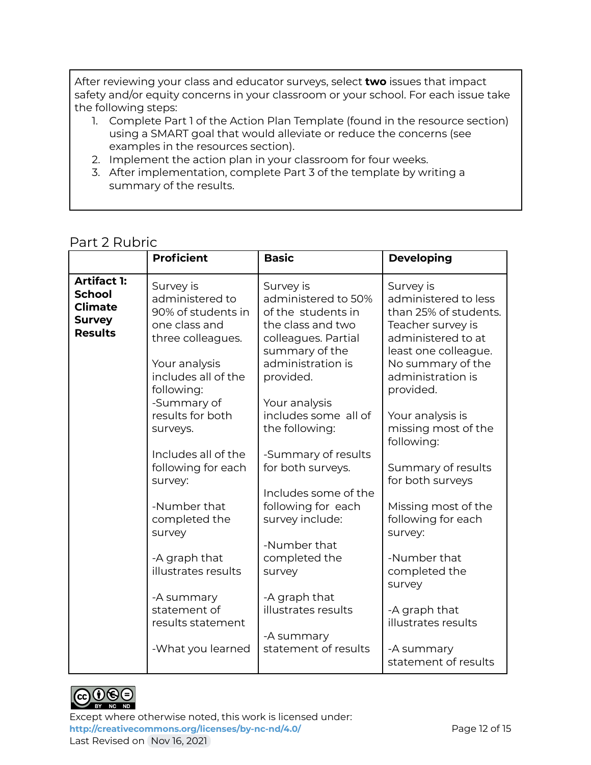After reviewing your class and educator surveys, select **two** issues that impact safety and/or equity concerns in your classroom or your school. For each issue take the following steps:

1. Complete Part 1 of the Action Plan Template (found in the resource section) using a SMART goal that would alleviate or reduce the concerns (see examples in the resources section).
2. Implement the action plan in your classroom for four weeks.
3. After implementation, complete Part 3 of the template by writing a summary of the results.

## Part 2 Rubric

| | Proficient | Basic | Developing |
|---|---|---|---|
| **Artifact 1: School Climate Survey Results** | Survey is administered to 90% of students in one class and three colleagues.<br><br>Your analysis includes all of the following:<br>-Summary of results for both surveys.<br><br>Includes all of the following for each survey:<br><br>-Number that completed the survey<br><br>-A graph that illustrates results<br><br>-A summary statement of results statement<br><br>-What you learned | Survey is administered to 50% of the students in the class and two colleagues. Partial summary of the administration is provided.<br><br>Your analysis includes some all of the following:<br><br>-Summary of results for both surveys.<br><br>Includes some of the following for each survey include:<br><br>-Number that completed the survey<br><br>-A graph that illustrates results<br><br>-A summary statement of results | Survey is administered to less than 25% of students. Teacher survey is administered to at least one colleague. No summary of the administration is provided.<br><br>Your analysis is missing most of the following:<br><br>Summary of results for both surveys<br><br>Missing most of the following for each survey:<br><br>-Number that completed the survey<br><br>-A graph that illustrates results<br><br>-A summary statement of results |

Except where otherwise noted, this work is licensed under:
**http://creativecommons.org/licenses/by-nc-nd/4.0/**
Last Revised on Nov 16, 2021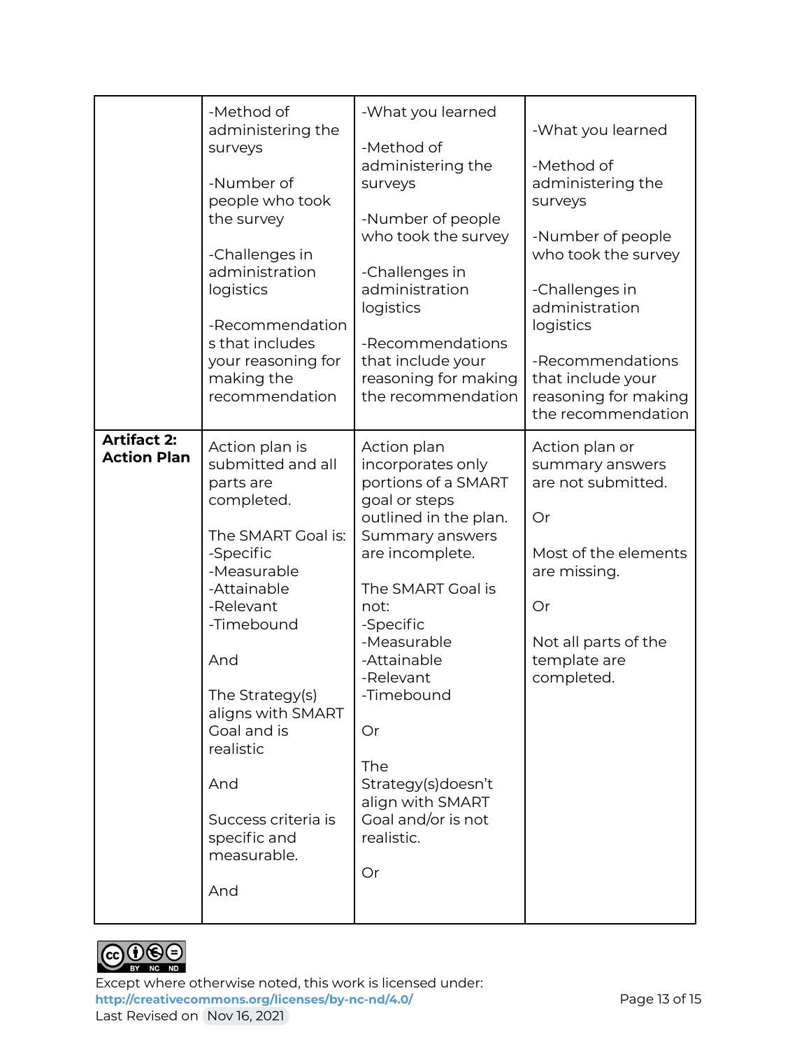| | | | |
|---|---|---|---|
| | -Method of administering the surveys<br><br>-Number of people who took the survey<br><br>-Challenges in administration logistics<br><br>-Recommendations that includes your reasoning for making the recommendation | -What you learned<br><br>-Method of administering the surveys<br><br>-Number of people who took the survey<br><br>-Challenges in administration logistics<br><br>-Recommendations that include your reasoning for making the recommendation | -What you learned<br><br>-Method of administering the surveys<br><br>-Number of people who took the survey<br><br>-Challenges in administration logistics<br><br>-Recommendations that include your reasoning for making the recommendation |
| **Artifact 2: Action Plan** | Action plan is submitted and all parts are completed.<br><br>The SMART Goal is:<br>-Specific<br>-Measurable<br>-Attainable<br>-Relevant<br>-Timebound<br><br>And<br><br>The Strategy(s) aligns with SMART Goal and is realistic<br><br>And<br><br>Success criteria is specific and measurable.<br><br>And | Action plan incorporates only portions of a SMART goal or steps outlined in the plan. Summary answers are incomplete.<br><br>The SMART Goal is not:<br>-Specific<br>-Measurable<br>-Attainable<br>-Relevant<br>-Timebound<br><br>Or<br><br>The Strategy(s)doesn't align with SMART Goal and/or is not realistic.<br><br>Or | Action plan or summary answers are not submitted.<br><br>Or<br><br>Most of the elements are missing.<br><br>Or<br><br>Not all parts of the template are completed. |

Except where otherwise noted, this work is licensed under: http://creativecommons.org/licenses/by-nc-nd/4.0/
Last Revised on Nov 16, 2021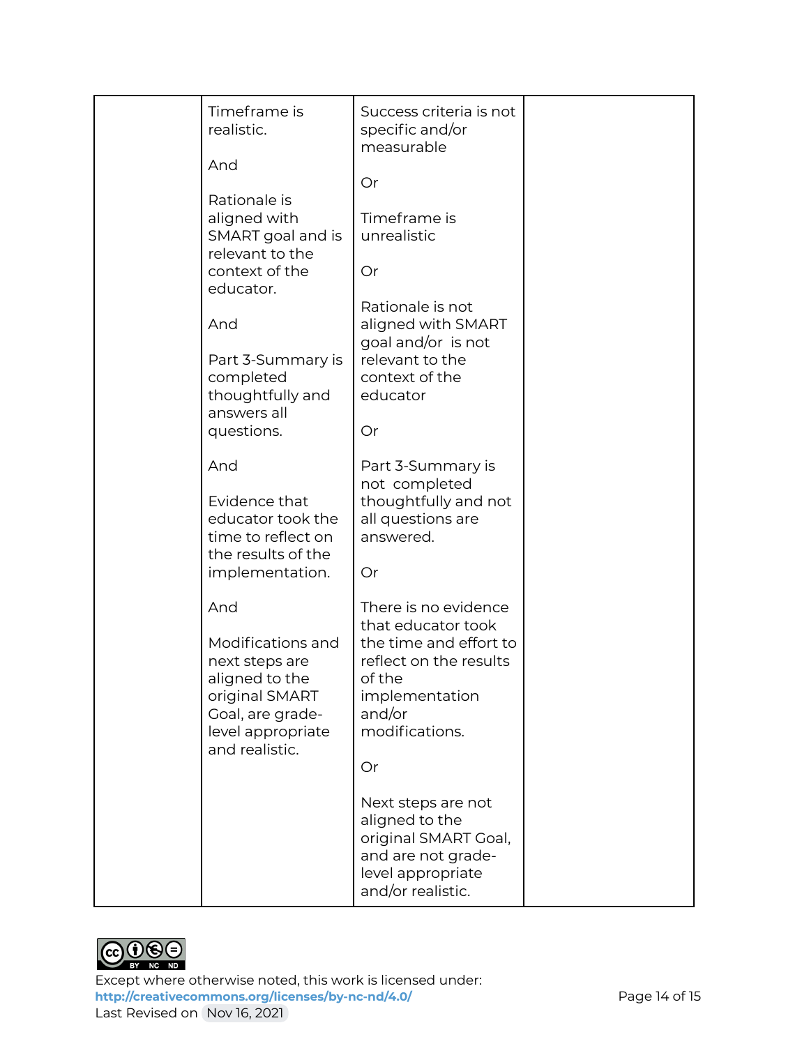| | | | |
|---|---|---|---|
| | Timeframe is realistic.<br><br>And<br><br>Rationale is aligned with SMART goal and is relevant to the context of the educator.<br><br>And<br><br>Part 3-Summary is completed thoughtfully and answers all questions.<br><br>And<br><br>Evidence that educator took the time to reflect on the results of the implementation.<br><br>And<br><br>Modifications and next steps are aligned to the original SMART Goal, are grade-level appropriate and realistic. | Success criteria is not specific and/or measurable<br><br>Or<br><br>Timeframe is unrealistic<br><br>Or<br><br>Rationale is not aligned with SMART goal and/or is not relevant to the context of the educator<br><br>Or<br><br>Part 3-Summary is not completed thoughtfully and not all questions are answered.<br><br>Or<br><br>There is no evidence that educator took the time and effort to reflect on the results of the implementation and/or modifications.<br><br>Or<br><br>Next steps are not aligned to the original SMART Goal, and are not grade-level appropriate and/or realistic. | |

Except where otherwise noted, this work is licensed under:
http://creativecommons.org/licenses/by-nc-nd/4.0/
Last Revised on Nov 16, 2021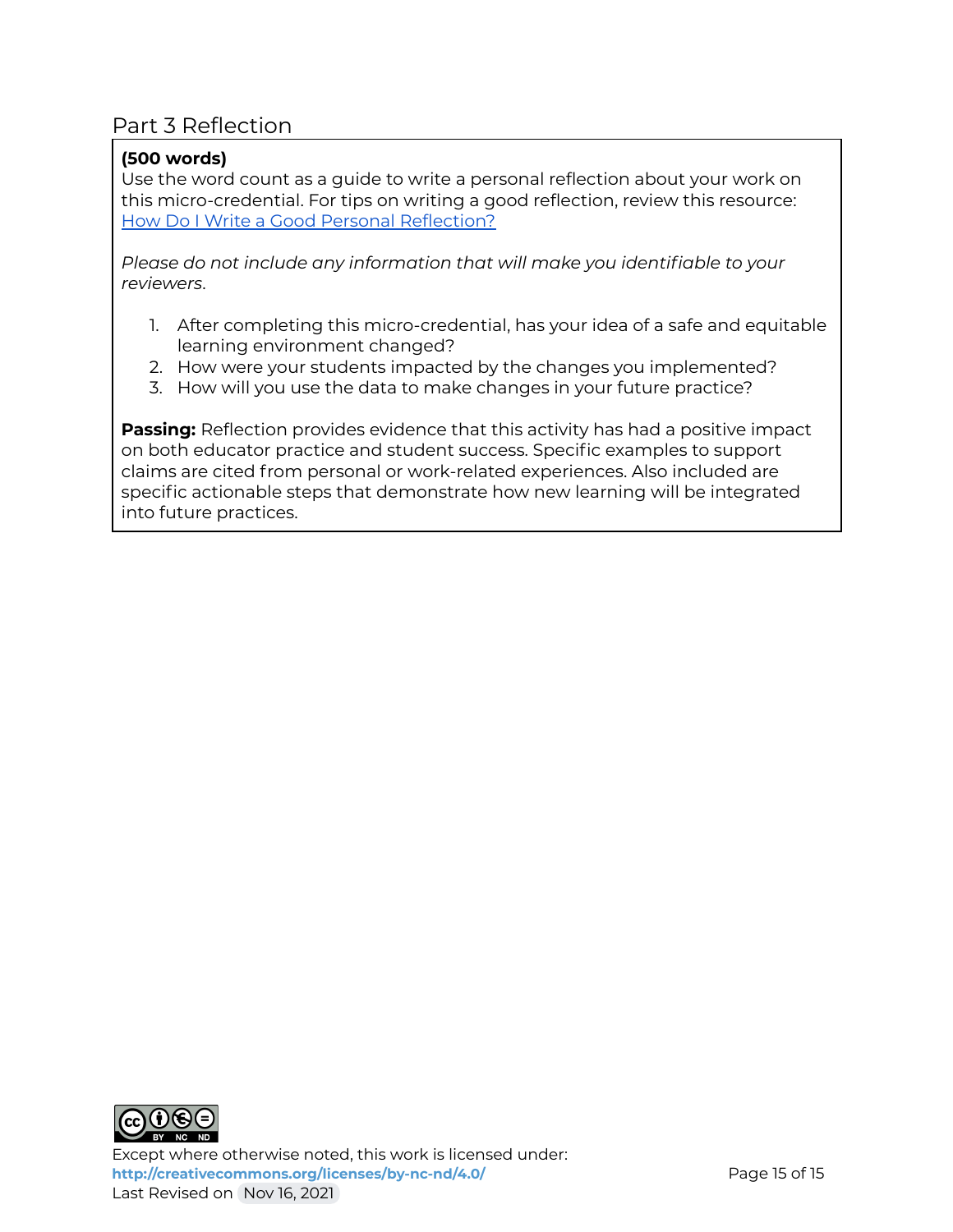## Part 3 Reflection

**(500 words)**
Use the word count as a guide to write a personal reflection about your work on this micro-credential. For tips on writing a good reflection, review this resource: [How Do I Write a Good Personal Reflection?]

*Please do not include any information that will make you identifiable to your reviewers.*

1. After completing this micro-credential, has your idea of a safe and equitable learning environment changed?
2. How were your students impacted by the changes you implemented?
3. How will you use the data to make changes in your future practice?

**Passing:** Reflection provides evidence that this activity has had a positive impact on both educator practice and student success. Specific examples to support claims are cited from personal or work-related experiences. Also included are specific actionable steps that demonstrate how new learning will be integrated into future practices.

Except where otherwise noted, this work is licensed under:
**http://creativecommons.org/licenses/by-nc-nd/4.0/**
Last Revised on Nov 16, 2021